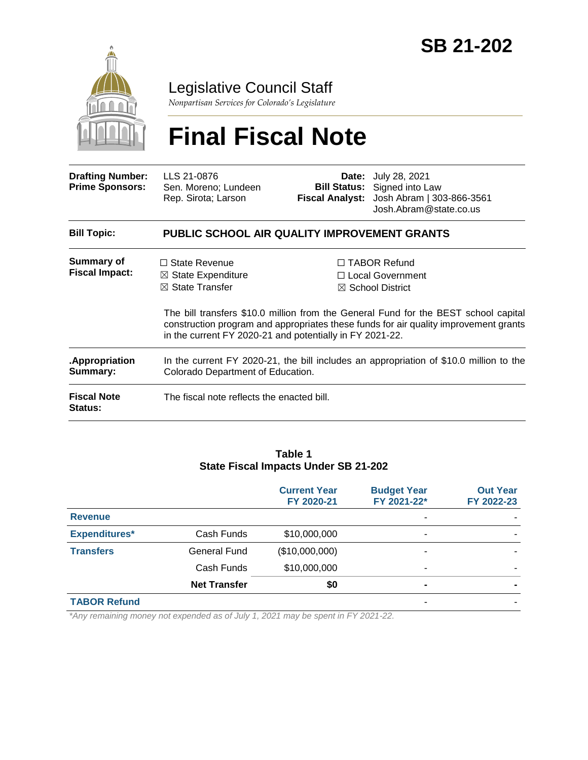# SB 21-202

## Legislative Council Staff

*Nonpartisan Services for Colorado's Legislature*

# Final Fiscal Note

| | | | |
|---|---|---|---|
| **Drafting Number:** | LLS 21-0876 | **Date:** | July 28, 2021 |
| **Prime Sponsors:** | Sen. Moreno; Lundeen<br>Rep. Sirota; Larson | **Bill Status:** | Signed into Law |
| | | **Fiscal Analyst:** | Josh Abram \| 303-866-3561<br>Josh.Abram@state.co.us |

| | |
|---|---|
| **Bill Topic:** | **PUBLIC SCHOOL AIR QUALITY IMPROVEMENT GRANTS** |
| **Summary of Fiscal Impact:** | ☐ State Revenue ☒ State Expenditure ☒ State Transfer ☐ TABOR Refund ☐ Local Government ☒ School District<br><br>The bill transfers $10.0 million from the General Fund for the BEST school capital construction program and appropriates these funds for air quality improvement grants in the current FY 2020-21 and potentially in FY 2021-22. |
| **.Appropriation Summary:** | In the current FY 2020-21, the bill includes an appropriation of $10.0 million to the Colorado Department of Education. |
| **Fiscal Note Status:** | The fiscal note reflects the enacted bill. |

**Table 1**
**State Fiscal Impacts Under SB 21-202**

| | | Current Year FY 2020-21 | Budget Year FY 2021-22* | Out Year FY 2022-23 |
|---|---|---|---|---|
| **Revenue** | | | - | - |
| **Expenditures*** | Cash Funds | $10,000,000 | - | - |
| **Transfers** | General Fund | ($10,000,000) | - | - |
| | Cash Funds | $10,000,000 | - | - |
| | **Net Transfer** | **$0** | **-** | **-** |
| **TABOR Refund** | | | - | - |

*\*Any remaining money not expended as of July 1, 2021 may be spent in FY 2021-22.*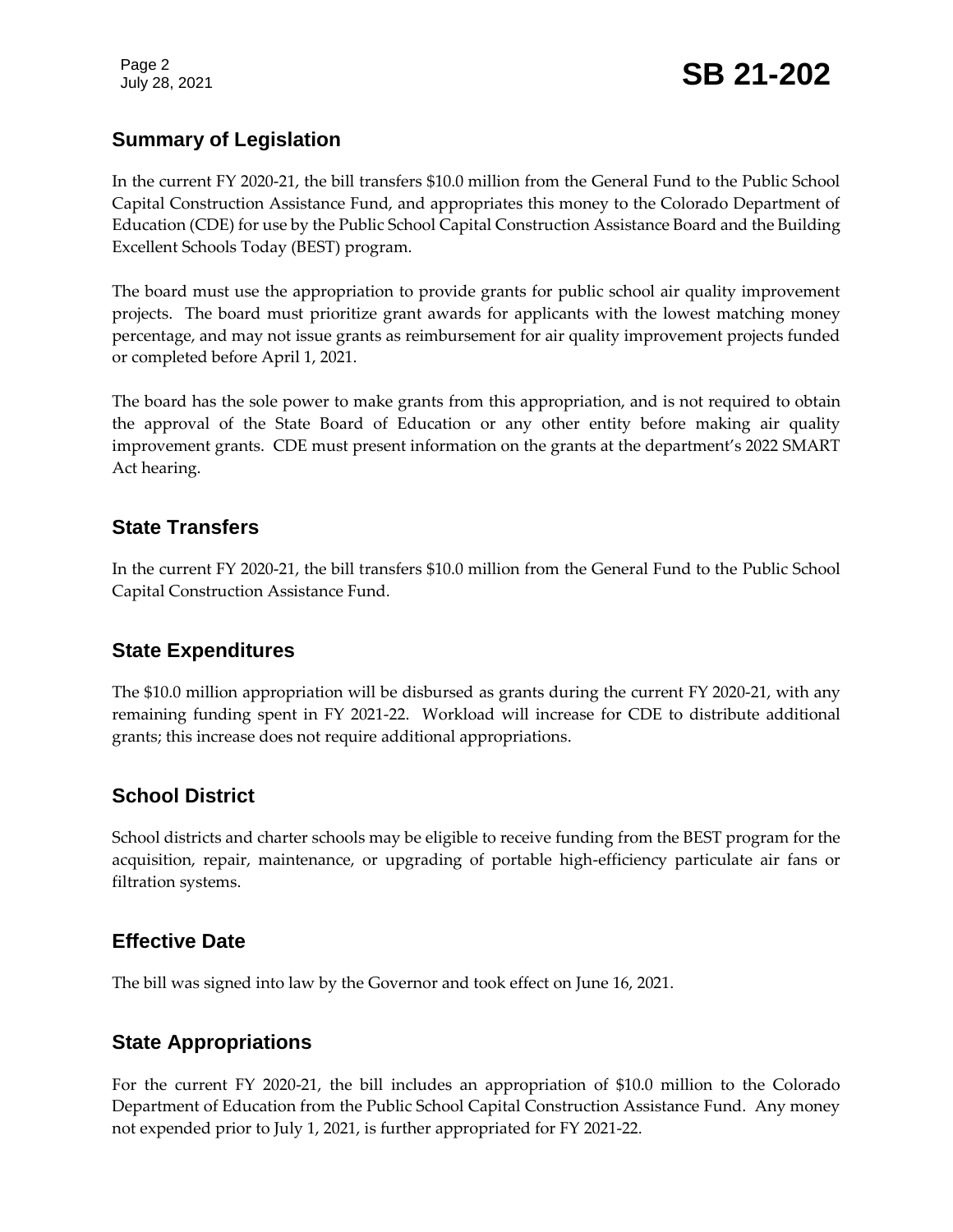## Summary of Legislation

In the current FY 2020-21, the bill transfers $10.0 million from the General Fund to the Public School Capital Construction Assistance Fund, and appropriates this money to the Colorado Department of Education (CDE) for use by the Public School Capital Construction Assistance Board and the Building Excellent Schools Today (BEST) program.

The board must use the appropriation to provide grants for public school air quality improvement projects. The board must prioritize grant awards for applicants with the lowest matching money percentage, and may not issue grants as reimbursement for air quality improvement projects funded or completed before April 1, 2021.

The board has the sole power to make grants from this appropriation, and is not required to obtain the approval of the State Board of Education or any other entity before making air quality improvement grants. CDE must present information on the grants at the department's 2022 SMART Act hearing.

## State Transfers

In the current FY 2020-21, the bill transfers $10.0 million from the General Fund to the Public School Capital Construction Assistance Fund.

## State Expenditures

The $10.0 million appropriation will be disbursed as grants during the current FY 2020-21, with any remaining funding spent in FY 2021-22. Workload will increase for CDE to distribute additional grants; this increase does not require additional appropriations.

## School District

School districts and charter schools may be eligible to receive funding from the BEST program for the acquisition, repair, maintenance, or upgrading of portable high-efficiency particulate air fans or filtration systems.

## Effective Date

The bill was signed into law by the Governor and took effect on June 16, 2021.

## State Appropriations

For the current FY 2020-21, the bill includes an appropriation of $10.0 million to the Colorado Department of Education from the Public School Capital Construction Assistance Fund. Any money not expended prior to July 1, 2021, is further appropriated for FY 2021-22.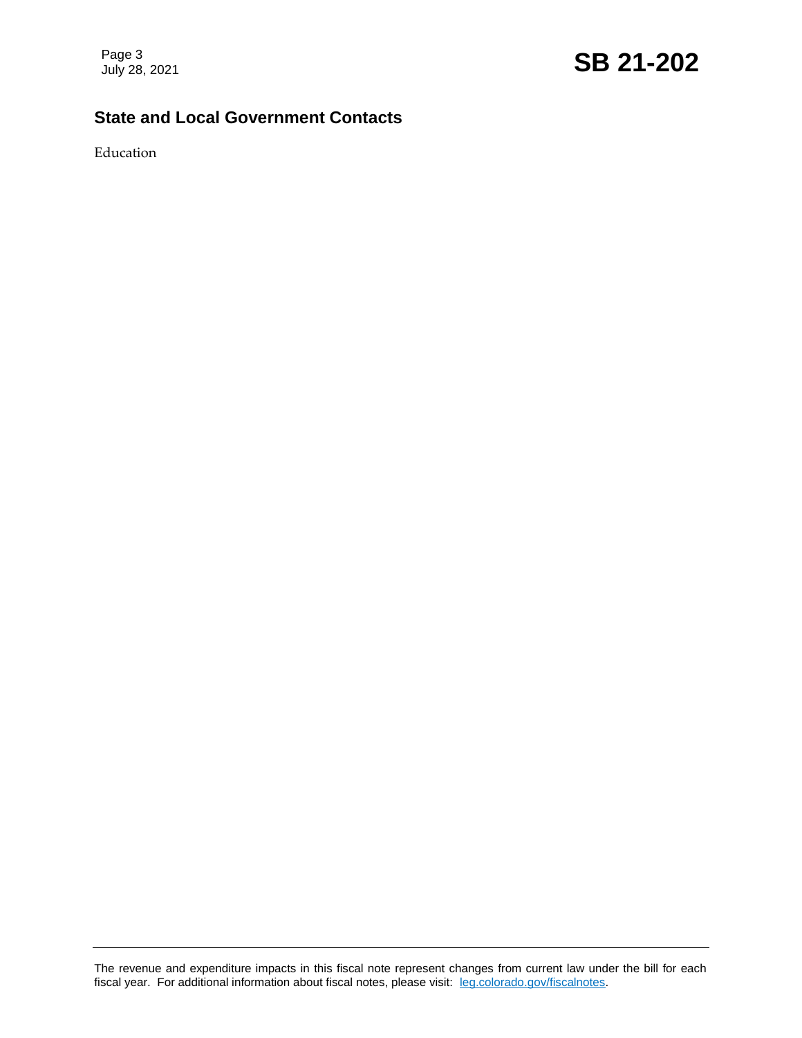## State and Local Government Contacts

Education

The revenue and expenditure impacts in this fiscal note represent changes from current law under the bill for each fiscal year. For additional information about fiscal notes, please visit: leg.colorado.gov/fiscalnotes.